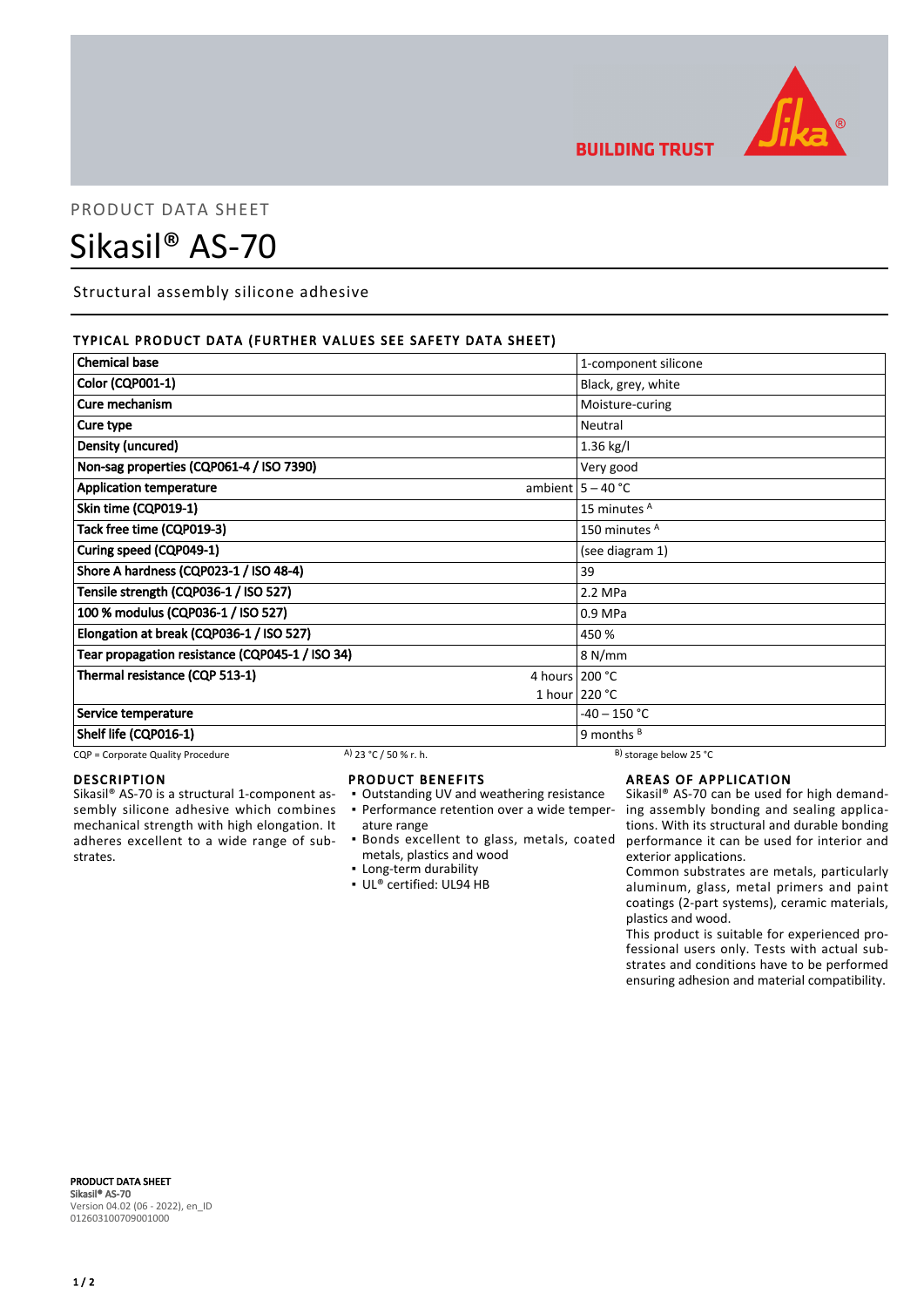PRODUCT DATA SHEET

# Sikasil® AS-70

Structural assembly silicone adhesive

## TYPICAL PRODUCT DATA (FURTHER VALUES SEE SAFETY DATA SHEET)

| Property | | Value |
|---|---|---|
| **Chemical base** | | 1-component silicone |
| **Color (CQP001-1)** | | Black, grey, white |
| **Cure mechanism** | | Moisture-curing |
| **Cure type** | | Neutral |
| **Density (uncured)** | | 1.36 kg/l |
| **Non-sag properties (CQP061-4 / ISO 7390)** | | Very good |
| **Application temperature** | ambient | 5 – 40 °C |
| **Skin time (CQP019-1)** | | 15 minutes [A] |
| **Tack free time (CQP019-3)** | | 150 minutes [A] |
| **Curing speed (CQP049-1)** | | (see diagram 1) |
| **Shore A hardness (CQP023-1 / ISO 48-4)** | | 39 |
| **Tensile strength (CQP036-1 / ISO 527)** | | 2.2 MPa |
| **100 % modulus (CQP036-1 / ISO 527)** | | 0.9 MPa |
| **Elongation at break (CQP036-1 / ISO 527)** | | 450 % |
| **Tear propagation resistance (CQP045-1 / ISO 34)** | | 8 N/mm |
| **Thermal resistance (CQP 513-1)** | 4 hours | 200 °C |
| | 1 hour | 220 °C |
| **Service temperature** | | -40 – 150 °C |
| **Shelf life (CQP016-1)** | | 9 months [B] |

CQP = Corporate Quality Procedure    A) 23 °C / 50 % r. h.    B) storage below 25 °C

## DESCRIPTION

Sikasil® AS-70 is a structural 1-component assembly silicone adhesive which combines mechanical strength with high elongation. It adheres excellent to a wide range of substrates.

## PRODUCT BENEFITS

- Outstanding UV and weathering resistance
- Performance retention over a wide temperature range
- Bonds excellent to glass, metals, coated metals, plastics and wood
- Long-term durability
- UL® certified: UL94 HB

## AREAS OF APPLICATION

Sikasil® AS-70 can be used for high demanding assembly bonding and sealing applications. With its structural and durable bonding performance it can be used for interior and exterior applications.

Common substrates are metals, particularly aluminum, glass, metal primers and paint coatings (2-part systems), ceramic materials, plastics and wood.

This product is suitable for experienced professional users only. Tests with actual substrates and conditions have to be performed ensuring adhesion and material compatibility.

PRODUCT DATA SHEET
Sikasil® AS-70
Version 04.02 (06 - 2022), en_ID
012603100709001000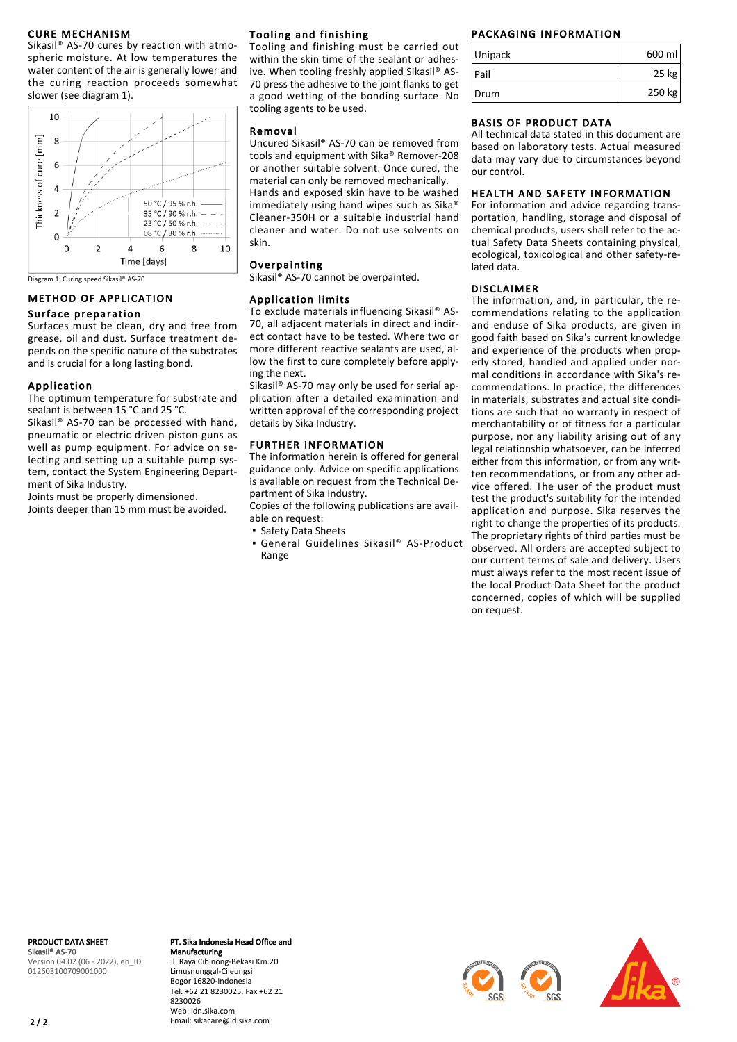## CURE MECHANISM

Sikasil® AS-70 cures by reaction with atmospheric moisture. At low temperatures the water content of the air is generally lower and the curing reaction proceeds somewhat slower (see diagram 1).

Thickness of cure [mm]
10
8
6
4
2
0
0 2 4 6 8 10
Time [days]
50 °C / 95 % r.h.
35 °C / 90 % r.h.
23 °C / 50 % r.h.
08 °C / 30 % r.h.

Diagram 1: Curing speed Sikasil® AS-70

## METHOD OF APPLICATION

### Surface preparation

Surfaces must be clean, dry and free from grease, oil and dust. Surface treatment depends on the specific nature of the substrates and is crucial for a long lasting bond.

### Application

The optimum temperature for substrate and sealant is between 15 °C and 25 °C.

Sikasil® AS-70 can be processed with hand, pneumatic or electric driven piston guns as well as pump equipment. For advice on selecting and setting up a suitable pump system, contact the System Engineering Department of Sika Industry.

Joints must be properly dimensioned.

Joints deeper than 15 mm must be avoided.

### Tooling and finishing

Tooling and finishing must be carried out within the skin time of the sealant or adhesive. When tooling freshly applied Sikasil® AS-70 press the adhesive to the joint flanks to get a good wetting of the bonding surface. No tooling agents to be used.

### Removal

Uncured Sikasil® AS-70 can be removed from tools and equipment with Sika® Remover-208 or another suitable solvent. Once cured, the material can only be removed mechanically.

Hands and exposed skin have to be washed immediately using hand wipes such as Sika® Cleaner-350H or a suitable industrial hand cleaner and water. Do not use solvents on skin.

### Overpainting

Sikasil® AS-70 cannot be overpainted.

### Application limits

To exclude materials influencing Sikasil® AS-70, all adjacent materials in direct and indirect contact have to be tested. Where two or more different reactive sealants are used, allow the first to cure completely before applying the next.

Sikasil® AS-70 may only be used for serial application after a detailed examination and written approval of the corresponding project details by Sika Industry.

## FURTHER INFORMATION

The information herein is offered for general guidance only. Advice on specific applications is available on request from the Technical Department of Sika Industry.

Copies of the following publications are available on request:

- Safety Data Sheets
- General Guidelines Sikasil® AS-Product Range

## PACKAGING INFORMATION

| | |
|---|---|
| Unipack | 600 ml |
| Pail | 25 kg |
| Drum | 250 kg |

## BASIS OF PRODUCT DATA

All technical data stated in this document are based on laboratory tests. Actual measured data may vary due to circumstances beyond our control.

## HEALTH AND SAFETY INFORMATION

For information and advice regarding transportation, handling, storage and disposal of chemical products, users shall refer to the actual Safety Data Sheets containing physical, ecological, toxicological and other safety-related data.

## DISCLAIMER

The information, and, in particular, the recommendations relating to the application and enduse of Sika products, are given in good faith based on Sika's current knowledge and experience of the products when properly stored, handled and applied under normal conditions in accordance with Sika's recommendations. In practice, the differences in materials, substrates and actual site conditions are such that no warranty in respect of merchantability or of fitness for a particular purpose, nor any liability arising out of any legal relationship whatsoever, can be inferred either from this information, or from any written recommendations, or from any other advice offered. The user of the product must test the product's suitability for the intended application and purpose. Sika reserves the right to change the properties of its products. The proprietary rights of third parties must be observed. All orders are accepted subject to our current terms of sale and delivery. Users must always refer to the most recent issue of the local Product Data Sheet for the product concerned, copies of which will be supplied on request.

**PRODUCT DATA SHEET**
**Sikasil® AS-70**
Version 04.02 (06 - 2022), en_ID
012603100709001000

**PT. Sika Indonesia Head Office and Manufacturing**
Jl. Raya Cibinong-Bekasi Km.20
Limusnunggal-Cileungsi
Bogor 16820-Indonesia
Tel. +62 21 8230025, Fax +62 21 8230026
Web: idn.sika.com
Email: sikacare@id.sika.com